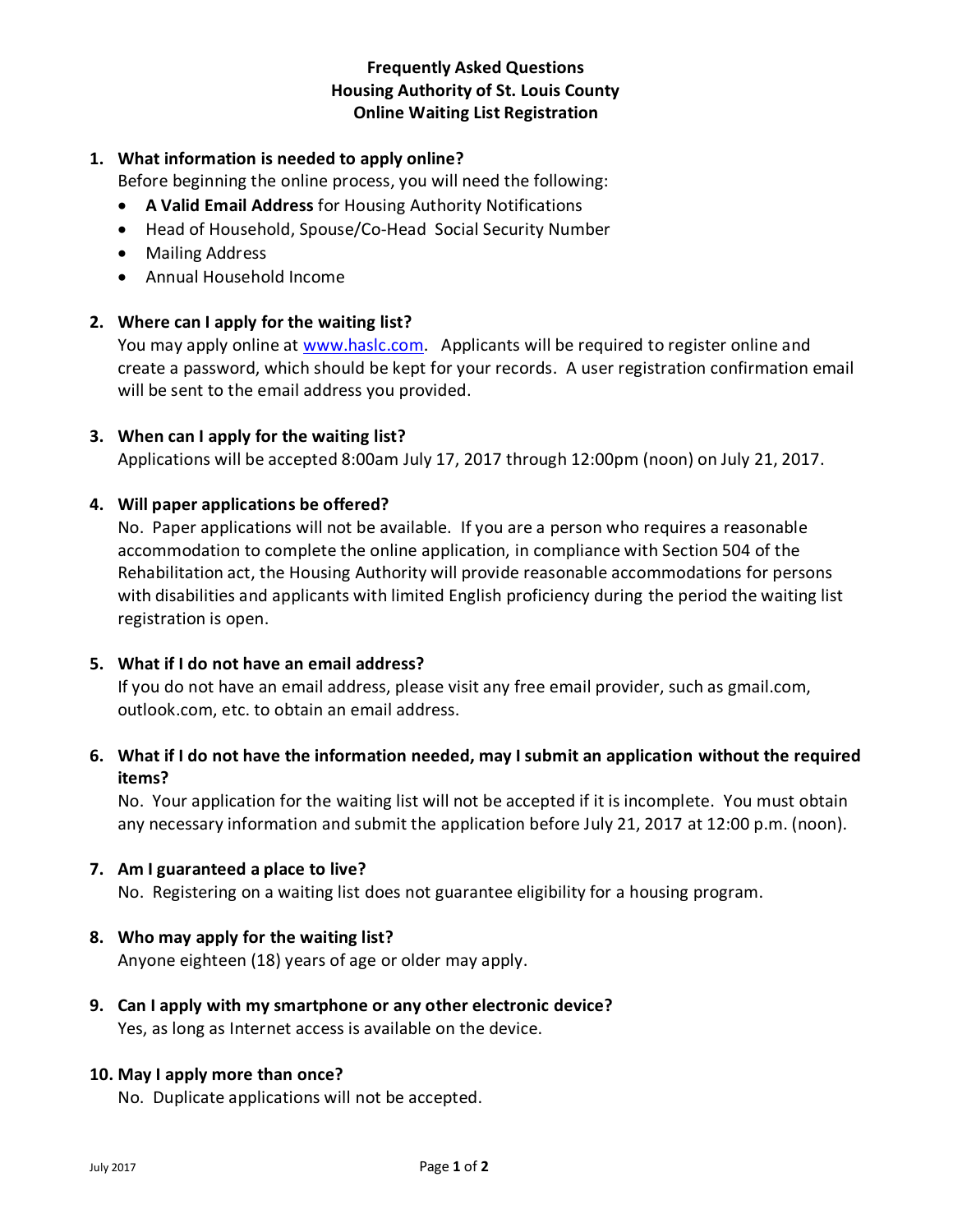# Frequently Asked Questions
## Housing Authority of St. Louis County
## Online Waiting List Registration

1. **What information is needed to apply online?**
   Before beginning the online process, you will need the following:
   - **A Valid Email Address** for Housing Authority Notifications
   - Head of Household, Spouse/Co-Head Social Security Number
   - Mailing Address
   - Annual Household Income

2. **Where can I apply for the waiting list?**
   You may apply online at [www.haslc.com](http://www.haslc.com). Applicants will be required to register online and create a password, which should be kept for your records. A user registration confirmation email will be sent to the email address you provided.

3. **When can I apply for the waiting list?**
   Applications will be accepted 8:00am July 17, 2017 through 12:00pm (noon) on July 21, 2017.

4. **Will paper applications be offered?**
   No. Paper applications will not be available. If you are a person who requires a reasonable accommodation to complete the online application, in compliance with Section 504 of the Rehabilitation act, the Housing Authority will provide reasonable accommodations for persons with disabilities and applicants with limited English proficiency during the period the waiting list registration is open.

5. **What if I do not have an email address?**
   If you do not have an email address, please visit any free email provider, such as gmail.com, outlook.com, etc. to obtain an email address.

6. **What if I do not have the information needed, may I submit an application without the required items?**
   No. Your application for the waiting list will not be accepted if it is incomplete. You must obtain any necessary information and submit the application before July 21, 2017 at 12:00 p.m. (noon).

7. **Am I guaranteed a place to live?**
   No. Registering on a waiting list does not guarantee eligibility for a housing program.

8. **Who may apply for the waiting list?**
   Anyone eighteen (18) years of age or older may apply.

9. **Can I apply with my smartphone or any other electronic device?**
   Yes, as long as Internet access is available on the device.

10. **May I apply more than once?**
    No. Duplicate applications will not be accepted.

July 2017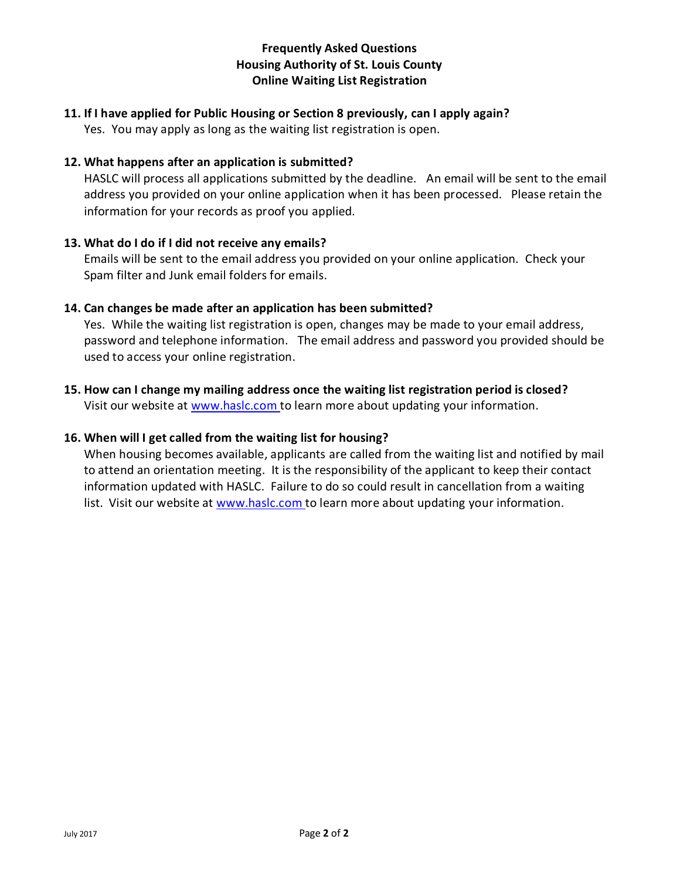**Frequently Asked Questions**
**Housing Authority of St. Louis County**
**Online Waiting List Registration**

**11. If I have applied for Public Housing or Section 8 previously, can I apply again?**
Yes. You may apply as long as the waiting list registration is open.

**12. What happens after an application is submitted?**
HASLC will process all applications submitted by the deadline. An email will be sent to the email address you provided on your online application when it has been processed. Please retain the information for your records as proof you applied.

**13. What do I do if I did not receive any emails?**
Emails will be sent to the email address you provided on your online application. Check your Spam filter and Junk email folders for emails.

**14. Can changes be made after an application has been submitted?**
Yes. While the waiting list registration is open, changes may be made to your email address, password and telephone information. The email address and password you provided should be used to access your online registration.

**15. How can I change my mailing address once the waiting list registration period is closed?**
Visit our website at www.haslc.com to learn more about updating your information.

**16. When will I get called from the waiting list for housing?**
When housing becomes available, applicants are called from the waiting list and notified by mail to attend an orientation meeting. It is the responsibility of the applicant to keep their contact information updated with HASLC. Failure to do so could result in cancellation from a waiting list. Visit our website at www.haslc.com to learn more about updating your information.

July 2017